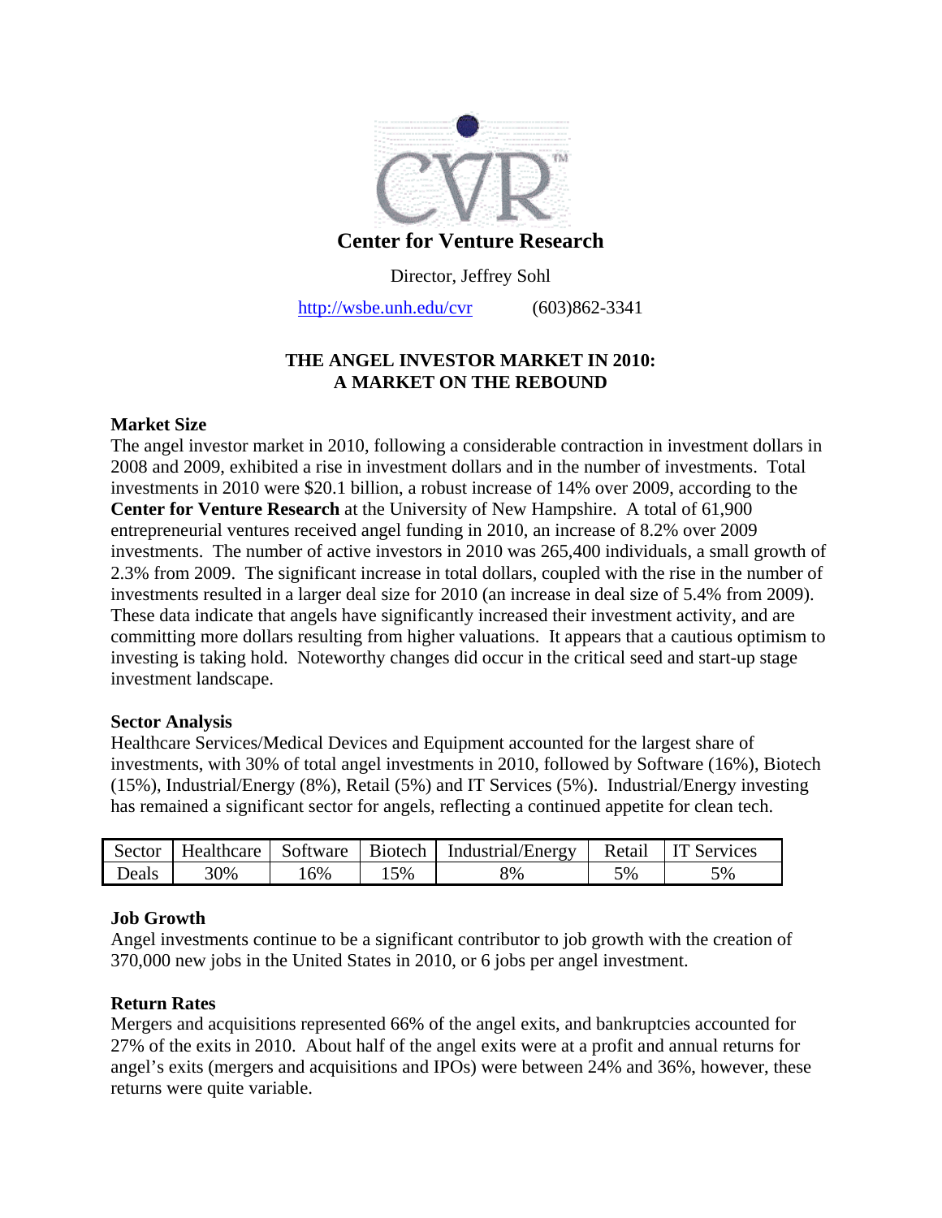# Center for Venture Research

Director, Jeffrey Sohl

http://wsbe.unh.edu/cvr (603)862-3341

## THE ANGEL INVESTOR MARKET IN 2010: A MARKET ON THE REBOUND

### Market Size

The angel investor market in 2010, following a considerable contraction in investment dollars in 2008 and 2009, exhibited a rise in investment dollars and in the number of investments. Total investments in 2010 were $20.1 billion, a robust increase of 14% over 2009, according to the **Center for Venture Research** at the University of New Hampshire. A total of 61,900 entrepreneurial ventures received angel funding in 2010, an increase of 8.2% over 2009 investments. The number of active investors in 2010 was 265,400 individuals, a small growth of 2.3% from 2009. The significant increase in total dollars, coupled with the rise in the number of investments resulted in a larger deal size for 2010 (an increase in deal size of 5.4% from 2009). These data indicate that angels have significantly increased their investment activity, and are committing more dollars resulting from higher valuations. It appears that a cautious optimism to investing is taking hold. Noteworthy changes did occur in the critical seed and start-up stage investment landscape.

### Sector Analysis

Healthcare Services/Medical Devices and Equipment accounted for the largest share of investments, with 30% of total angel investments in 2010, followed by Software (16%), Biotech (15%), Industrial/Energy (8%), Retail (5%) and IT Services (5%). Industrial/Energy investing has remained a significant sector for angels, reflecting a continued appetite for clean tech.

| Sector | Healthcare | Software | Biotech | Industrial/Energy | Retail | IT Services |
|---|---|---|---|---|---|---|
| Deals | 30% | 16% | 15% | 8% | 5% | 5% |

### Job Growth

Angel investments continue to be a significant contributor to job growth with the creation of 370,000 new jobs in the United States in 2010, or 6 jobs per angel investment.

### Return Rates

Mergers and acquisitions represented 66% of the angel exits, and bankruptcies accounted for 27% of the exits in 2010. About half of the angel exits were at a profit and annual returns for angel's exits (mergers and acquisitions and IPOs) were between 24% and 36%, however, these returns were quite variable.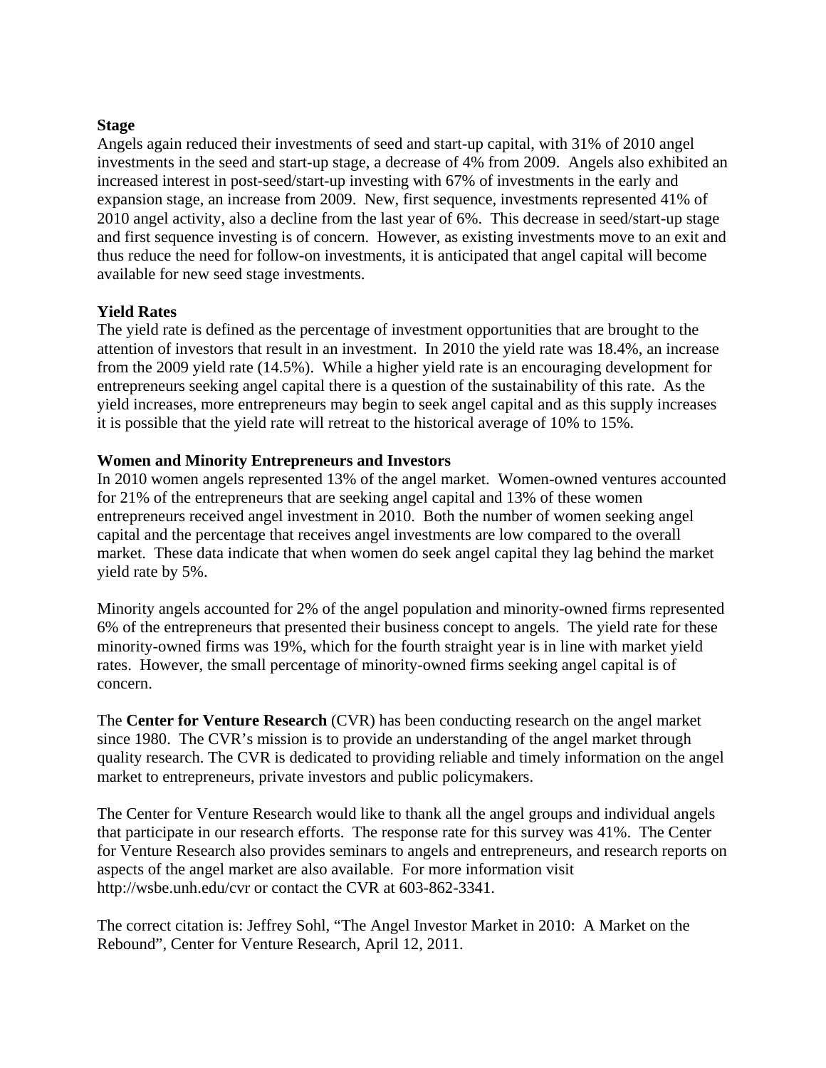**Stage**

Angels again reduced their investments of seed and start-up capital, with 31% of 2010 angel investments in the seed and start-up stage, a decrease of 4% from 2009. Angels also exhibited an increased interest in post-seed/start-up investing with 67% of investments in the early and expansion stage, an increase from 2009. New, first sequence, investments represented 41% of 2010 angel activity, also a decline from the last year of 6%. This decrease in seed/start-up stage and first sequence investing is of concern. However, as existing investments move to an exit and thus reduce the need for follow-on investments, it is anticipated that angel capital will become available for new seed stage investments.

**Yield Rates**

The yield rate is defined as the percentage of investment opportunities that are brought to the attention of investors that result in an investment. In 2010 the yield rate was 18.4%, an increase from the 2009 yield rate (14.5%). While a higher yield rate is an encouraging development for entrepreneurs seeking angel capital there is a question of the sustainability of this rate. As the yield increases, more entrepreneurs may begin to seek angel capital and as this supply increases it is possible that the yield rate will retreat to the historical average of 10% to 15%.

**Women and Minority Entrepreneurs and Investors**

In 2010 women angels represented 13% of the angel market. Women-owned ventures accounted for 21% of the entrepreneurs that are seeking angel capital and 13% of these women entrepreneurs received angel investment in 2010. Both the number of women seeking angel capital and the percentage that receives angel investments are low compared to the overall market. These data indicate that when women do seek angel capital they lag behind the market yield rate by 5%.

Minority angels accounted for 2% of the angel population and minority-owned firms represented 6% of the entrepreneurs that presented their business concept to angels. The yield rate for these minority-owned firms was 19%, which for the fourth straight year is in line with market yield rates. However, the small percentage of minority-owned firms seeking angel capital is of concern.

The **Center for Venture Research** (CVR) has been conducting research on the angel market since 1980. The CVR's mission is to provide an understanding of the angel market through quality research. The CVR is dedicated to providing reliable and timely information on the angel market to entrepreneurs, private investors and public policymakers.

The Center for Venture Research would like to thank all the angel groups and individual angels that participate in our research efforts. The response rate for this survey was 41%. The Center for Venture Research also provides seminars to angels and entrepreneurs, and research reports on aspects of the angel market are also available. For more information visit http://wsbe.unh.edu/cvr or contact the CVR at 603-862-3341.

The correct citation is: Jeffrey Sohl, "The Angel Investor Market in 2010: A Market on the Rebound", Center for Venture Research, April 12, 2011.